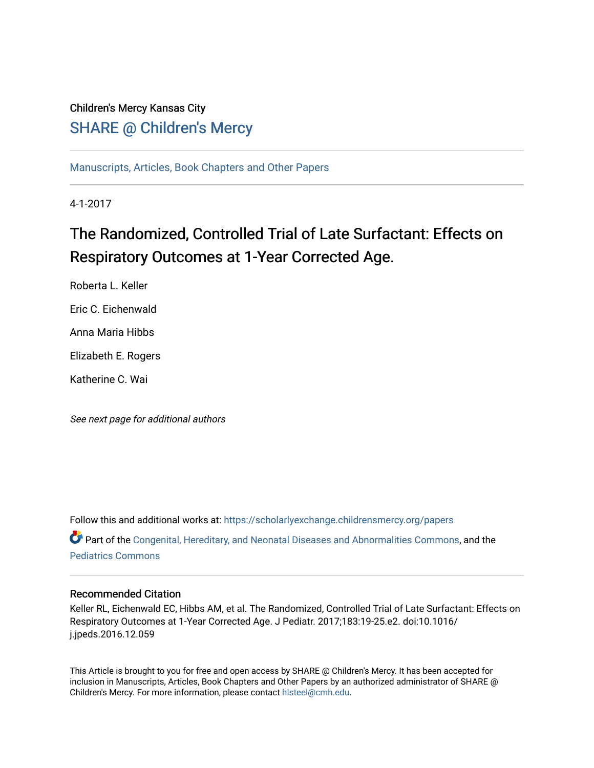Children's Mercy Kansas City

SHARE @ Children's Mercy

Manuscripts, Articles, Book Chapters and Other Papers

4-1-2017

# The Randomized, Controlled Trial of Late Surfactant: Effects on Respiratory Outcomes at 1-Year Corrected Age.

Roberta L. Keller

Eric C. Eichenwald

Anna Maria Hibbs

Elizabeth E. Rogers

Katherine C. Wai

*See next page for additional authors*

Follow this and additional works at: https://scholarlyexchange.childrensmercy.org/papers

Part of the Congenital, Hereditary, and Neonatal Diseases and Abnormalities Commons, and the Pediatrics Commons

## Recommended Citation

Keller RL, Eichenwald EC, Hibbs AM, et al. The Randomized, Controlled Trial of Late Surfactant: Effects on Respiratory Outcomes at 1-Year Corrected Age. J Pediatr. 2017;183:19-25.e2. doi:10.1016/j.jpeds.2016.12.059

This Article is brought to you for free and open access by SHARE @ Children's Mercy. It has been accepted for inclusion in Manuscripts, Articles, Book Chapters and Other Papers by an authorized administrator of SHARE @ Children's Mercy. For more information, please contact hlsteel@cmh.edu.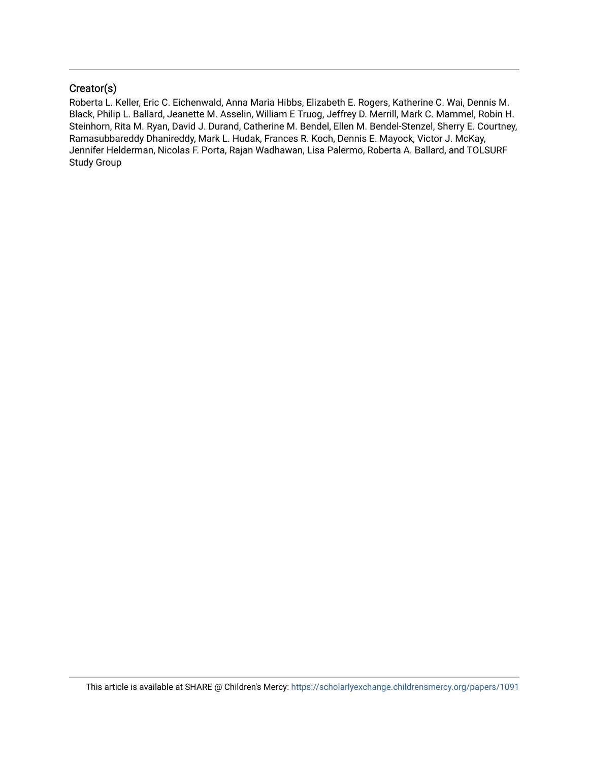## Creator(s)

Roberta L. Keller, Eric C. Eichenwald, Anna Maria Hibbs, Elizabeth E. Rogers, Katherine C. Wai, Dennis M. Black, Philip L. Ballard, Jeanette M. Asselin, William E Truog, Jeffrey D. Merrill, Mark C. Mammel, Robin H. Steinhorn, Rita M. Ryan, David J. Durand, Catherine M. Bendel, Ellen M. Bendel-Stenzel, Sherry E. Courtney, Ramasubbareddy Dhanireddy, Mark L. Hudak, Frances R. Koch, Dennis E. Mayock, Victor J. McKay, Jennifer Helderman, Nicolas F. Porta, Rajan Wadhawan, Lisa Palermo, Roberta A. Ballard, and TOLSURF Study Group

This article is available at SHARE @ Children's Mercy: https://scholarlyexchange.childrensmercy.org/papers/1091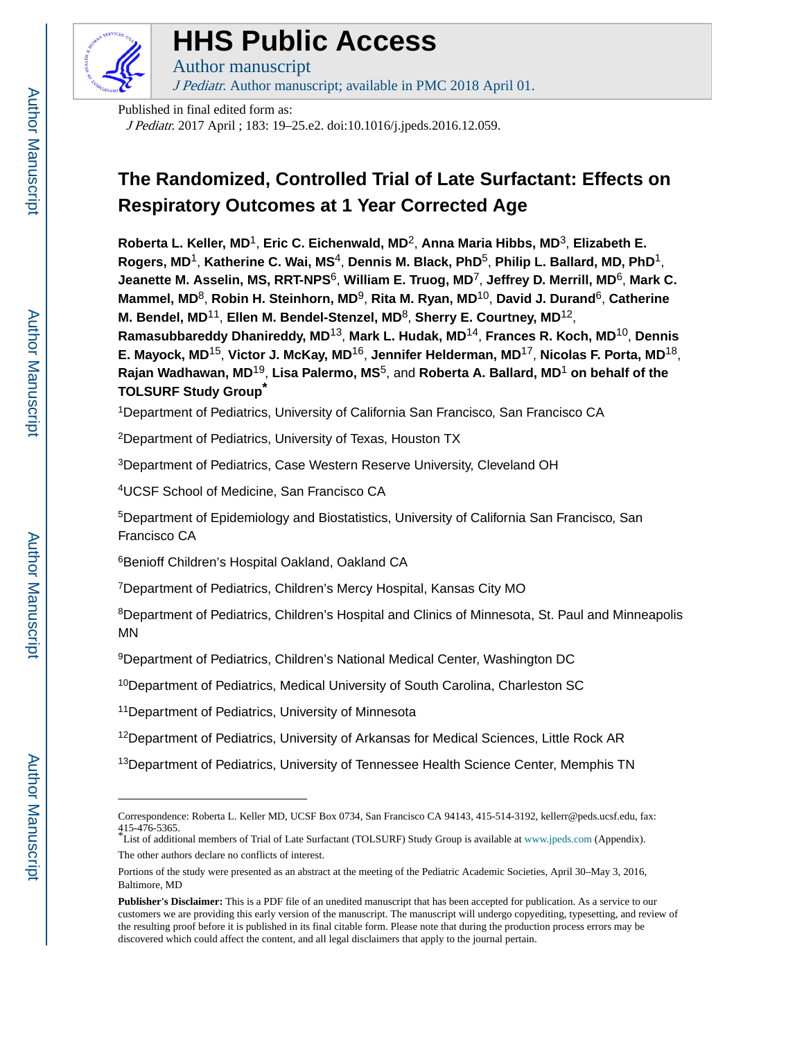# HHS Public Access

Author manuscript

*J Pediatr*. Author manuscript; available in PMC 2018 April 01.

Published in final edited form as:

*J Pediatr*. 2017 April ; 183: 19–25.e2. doi:10.1016/j.jpeds.2016.12.059.

# The Randomized, Controlled Trial of Late Surfactant: Effects on Respiratory Outcomes at 1 Year Corrected Age

**Roberta L. Keller, MD**[1], **Eric C. Eichenwald, MD**[2], **Anna Maria Hibbs, MD**[3], **Elizabeth E. Rogers, MD**[1], **Katherine C. Wai, MS**[4], **Dennis M. Black, PhD**[5], **Philip L. Ballard, MD, PhD**[1], **Jeanette M. Asselin, MS, RRT-NPS**[6], **William E. Truog, MD**[7], **Jeffrey D. Merrill, MD**[6], **Mark C. Mammel, MD**[8], **Robin H. Steinhorn, MD**[9], **Rita M. Ryan, MD**[10], **David J. Durand**[6], **Catherine M. Bendel, MD**[11], **Ellen M. Bendel-Stenzel, MD**[8], **Sherry E. Courtney, MD**[12], **Ramasubbareddy Dhanireddy, MD**[13], **Mark L. Hudak, MD**[14], **Frances R. Koch, MD**[10], **Dennis E. Mayock, MD**[15], **Victor J. McKay, MD**[16], **Jennifer Helderman, MD**[17], **Nicolas F. Porta, MD**[18], **Rajan Wadhawan, MD**[19], **Lisa Palermo, MS**[5], and **Roberta A. Ballard, MD**[1] **on behalf of the TOLSURF Study Group***

[1]Department of Pediatrics, University of California San Francisco, San Francisco CA

[2]Department of Pediatrics, University of Texas, Houston TX

[3]Department of Pediatrics, Case Western Reserve University, Cleveland OH

[4]UCSF School of Medicine, San Francisco CA

[5]Department of Epidemiology and Biostatistics, University of California San Francisco, San Francisco CA

[6]Benioff Children's Hospital Oakland, Oakland CA

[7]Department of Pediatrics, Children's Mercy Hospital, Kansas City MO

[8]Department of Pediatrics, Children's Hospital and Clinics of Minnesota, St. Paul and Minneapolis MN

[9]Department of Pediatrics, Children's National Medical Center, Washington DC

[10]Department of Pediatrics, Medical University of South Carolina, Charleston SC

[11]Department of Pediatrics, University of Minnesota

[12]Department of Pediatrics, University of Arkansas for Medical Sciences, Little Rock AR

[13]Department of Pediatrics, University of Tennessee Health Science Center, Memphis TN

---

Correspondence: Roberta L. Keller MD, UCSF Box 0734, San Francisco CA 94143, 415-514-3192, kellerr@peds.ucsf.edu, fax: 415-476-5365.

*List of additional members of Trial of Late Surfactant (TOLSURF) Study Group is available at www.jpeds.com (Appendix).

The other authors declare no conflicts of interest.

Portions of the study were presented as an abstract at the meeting of the Pediatric Academic Societies, April 30–May 3, 2016, Baltimore, MD

**Publisher's Disclaimer:** This is a PDF file of an unedited manuscript that has been accepted for publication. As a service to our customers we are providing this early version of the manuscript. The manuscript will undergo copyediting, typesetting, and review of the resulting proof before it is published in its final citable form. Please note that during the production process errors may be discovered which could affect the content, and all legal disclaimers that apply to the journal pertain.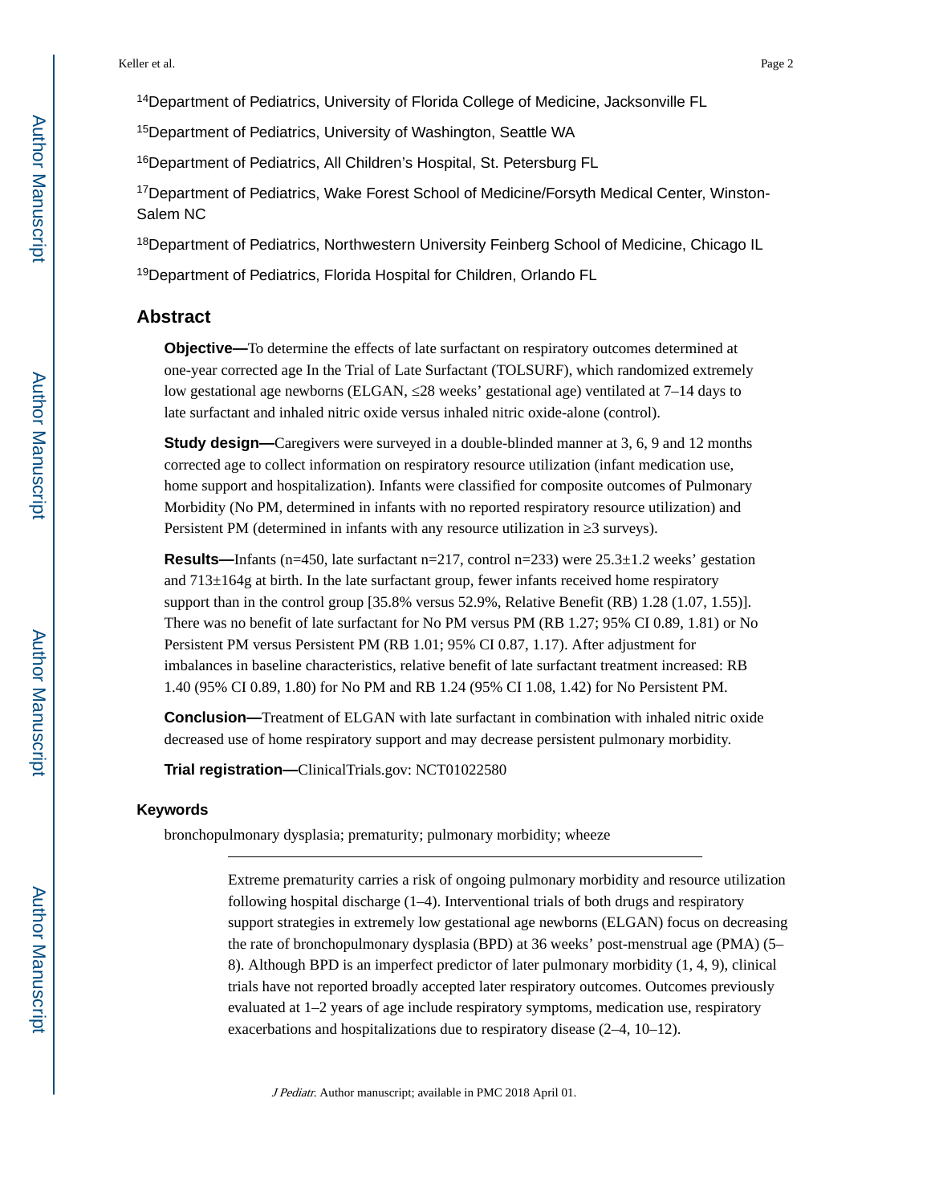[14]Department of Pediatrics, University of Florida College of Medicine, Jacksonville FL

[15]Department of Pediatrics, University of Washington, Seattle WA

[16]Department of Pediatrics, All Children's Hospital, St. Petersburg FL

[17]Department of Pediatrics, Wake Forest School of Medicine/Forsyth Medical Center, Winston-Salem NC

[18]Department of Pediatrics, Northwestern University Feinberg School of Medicine, Chicago IL

[19]Department of Pediatrics, Florida Hospital for Children, Orlando FL

## Abstract

**Objective—**To determine the effects of late surfactant on respiratory outcomes determined at one-year corrected age In the Trial of Late Surfactant (TOLSURF), which randomized extremely low gestational age newborns (ELGAN, ≤28 weeks' gestational age) ventilated at 7–14 days to late surfactant and inhaled nitric oxide versus inhaled nitric oxide-alone (control).

**Study design—**Caregivers were surveyed in a double-blinded manner at 3, 6, 9 and 12 months corrected age to collect information on respiratory resource utilization (infant medication use, home support and hospitalization). Infants were classified for composite outcomes of Pulmonary Morbidity (No PM, determined in infants with no reported respiratory resource utilization) and Persistent PM (determined in infants with any resource utilization in ≥3 surveys).

**Results—**Infants (n=450, late surfactant n=217, control n=233) were 25.3±1.2 weeks' gestation and 713±164g at birth. In the late surfactant group, fewer infants received home respiratory support than in the control group [35.8% versus 52.9%, Relative Benefit (RB) 1.28 (1.07, 1.55)]. There was no benefit of late surfactant for No PM versus PM (RB 1.27; 95% CI 0.89, 1.81) or No Persistent PM versus Persistent PM (RB 1.01; 95% CI 0.87, 1.17). After adjustment for imbalances in baseline characteristics, relative benefit of late surfactant treatment increased: RB 1.40 (95% CI 0.89, 1.80) for No PM and RB 1.24 (95% CI 1.08, 1.42) for No Persistent PM.

**Conclusion—**Treatment of ELGAN with late surfactant in combination with inhaled nitric oxide decreased use of home respiratory support and may decrease persistent pulmonary morbidity.

**Trial registration—**ClinicalTrials.gov: NCT01022580

### Keywords

bronchopulmonary dysplasia; prematurity; pulmonary morbidity; wheeze

---

Extreme prematurity carries a risk of ongoing pulmonary morbidity and resource utilization following hospital discharge (1–4). Interventional trials of both drugs and respiratory support strategies in extremely low gestational age newborns (ELGAN) focus on decreasing the rate of bronchopulmonary dysplasia (BPD) at 36 weeks' post-menstrual age (PMA) (5–8). Although BPD is an imperfect predictor of later pulmonary morbidity (1, 4, 9), clinical trials have not reported broadly accepted later respiratory outcomes. Outcomes previously evaluated at 1–2 years of age include respiratory symptoms, medication use, respiratory exacerbations and hospitalizations due to respiratory disease (2–4, 10–12).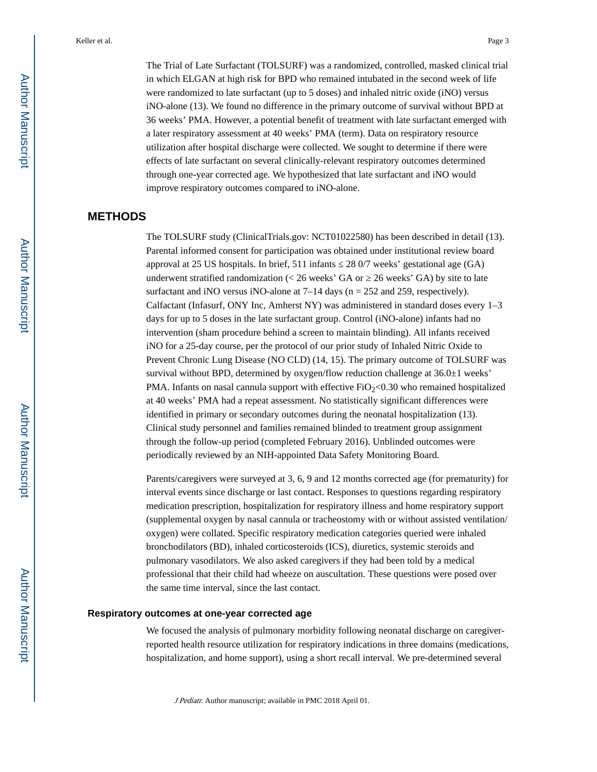The Trial of Late Surfactant (TOLSURF) was a randomized, controlled, masked clinical trial in which ELGAN at high risk for BPD who remained intubated in the second week of life were randomized to late surfactant (up to 5 doses) and inhaled nitric oxide (iNO) versus iNO-alone (13). We found no difference in the primary outcome of survival without BPD at 36 weeks' PMA. However, a potential benefit of treatment with late surfactant emerged with a later respiratory assessment at 40 weeks' PMA (term). Data on respiratory resource utilization after hospital discharge were collected. We sought to determine if there were effects of late surfactant on several clinically-relevant respiratory outcomes determined through one-year corrected age. We hypothesized that late surfactant and iNO would improve respiratory outcomes compared to iNO-alone.

## METHODS

The TOLSURF study (ClinicalTrials.gov: NCT01022580) has been described in detail (13). Parental informed consent for participation was obtained under institutional review board approval at 25 US hospitals. In brief, 511 infants ≤ 28 0/7 weeks' gestational age (GA) underwent stratified randomization (< 26 weeks' GA or ≥ 26 weeks' GA) by site to late surfactant and iNO versus iNO-alone at 7–14 days (n = 252 and 259, respectively). Calfactant (Infasurf, ONY Inc, Amherst NY) was administered in standard doses every 1–3 days for up to 5 doses in the late surfactant group. Control (iNO-alone) infants had no intervention (sham procedure behind a screen to maintain blinding). All infants received iNO for a 25-day course, per the protocol of our prior study of Inhaled Nitric Oxide to Prevent Chronic Lung Disease (NO CLD) (14, 15). The primary outcome of TOLSURF was survival without BPD, determined by oxygen/flow reduction challenge at 36.0±1 weeks' PMA. Infants on nasal cannula support with effective $FiO_2$<0.30 who remained hospitalized at 40 weeks' PMA had a repeat assessment. No statistically significant differences were identified in primary or secondary outcomes during the neonatal hospitalization (13). Clinical study personnel and families remained blinded to treatment group assignment through the follow-up period (completed February 2016). Unblinded outcomes were periodically reviewed by an NIH-appointed Data Safety Monitoring Board.

Parents/caregivers were surveyed at 3, 6, 9 and 12 months corrected age (for prematurity) for interval events since discharge or last contact. Responses to questions regarding respiratory medication prescription, hospitalization for respiratory illness and home respiratory support (supplemental oxygen by nasal cannula or tracheostomy with or without assisted ventilation/oxygen) were collated. Specific respiratory medication categories queried were inhaled bronchodilators (BD), inhaled corticosteroids (ICS), diuretics, systemic steroids and pulmonary vasodilators. We also asked caregivers if they had been told by a medical professional that their child had wheeze on auscultation. These questions were posed over the same time interval, since the last contact.

### Respiratory outcomes at one-year corrected age

We focused the analysis of pulmonary morbidity following neonatal discharge on caregiver-reported health resource utilization for respiratory indications in three domains (medications, hospitalization, and home support), using a short recall interval. We pre-determined several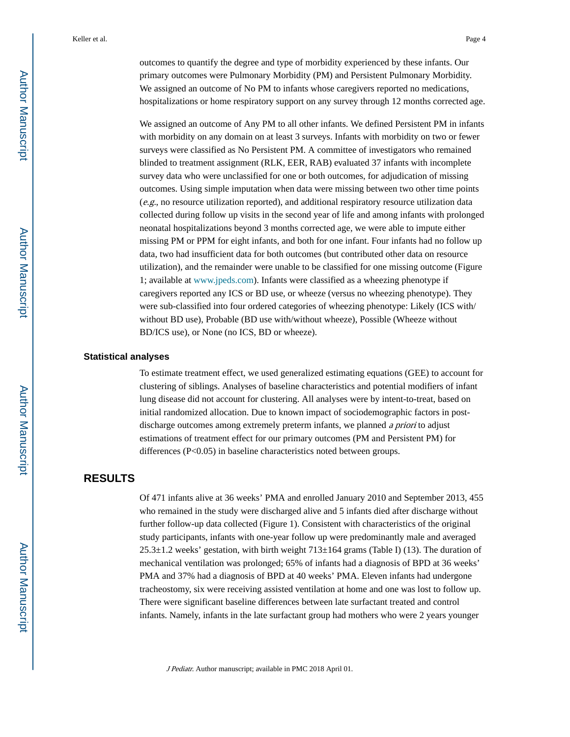outcomes to quantify the degree and type of morbidity experienced by these infants. Our primary outcomes were Pulmonary Morbidity (PM) and Persistent Pulmonary Morbidity. We assigned an outcome of No PM to infants whose caregivers reported no medications, hospitalizations or home respiratory support on any survey through 12 months corrected age.

We assigned an outcome of Any PM to all other infants. We defined Persistent PM in infants with morbidity on any domain on at least 3 surveys. Infants with morbidity on two or fewer surveys were classified as No Persistent PM. A committee of investigators who remained blinded to treatment assignment (RLK, EER, RAB) evaluated 37 infants with incomplete survey data who were unclassified for one or both outcomes, for adjudication of missing outcomes. Using simple imputation when data were missing between two other time points (*e.g.*, no resource utilization reported), and additional respiratory resource utilization data collected during follow up visits in the second year of life and among infants with prolonged neonatal hospitalizations beyond 3 months corrected age, we were able to impute either missing PM or PPM for eight infants, and both for one infant. Four infants had no follow up data, two had insufficient data for both outcomes (but contributed other data on resource utilization), and the remainder were unable to be classified for one missing outcome (Figure 1; available at www.jpeds.com). Infants were classified as a wheezing phenotype if caregivers reported any ICS or BD use, or wheeze (versus no wheezing phenotype). They were sub-classified into four ordered categories of wheezing phenotype: Likely (ICS with/without BD use), Probable (BD use with/without wheeze), Possible (Wheeze without BD/ICS use), or None (no ICS, BD or wheeze).

### Statistical analyses

To estimate treatment effect, we used generalized estimating equations (GEE) to account for clustering of siblings. Analyses of baseline characteristics and potential modifiers of infant lung disease did not account for clustering. All analyses were by intent-to-treat, based on initial randomized allocation. Due to known impact of sociodemographic factors in post-discharge outcomes among extremely preterm infants, we planned *a priori* to adjust estimations of treatment effect for our primary outcomes (PM and Persistent PM) for differences ($P<0.05$) in baseline characteristics noted between groups.

## RESULTS

Of 471 infants alive at 36 weeks' PMA and enrolled January 2010 and September 2013, 455 who remained in the study were discharged alive and 5 infants died after discharge without further follow-up data collected (Figure 1). Consistent with characteristics of the original study participants, infants with one-year follow up were predominantly male and averaged 25.3±1.2 weeks' gestation, with birth weight 713±164 grams (Table I) (13). The duration of mechanical ventilation was prolonged; 65% of infants had a diagnosis of BPD at 36 weeks' PMA and 37% had a diagnosis of BPD at 40 weeks' PMA. Eleven infants had undergone tracheostomy, six were receiving assisted ventilation at home and one was lost to follow up. There were significant baseline differences between late surfactant treated and control infants. Namely, infants in the late surfactant group had mothers who were 2 years younger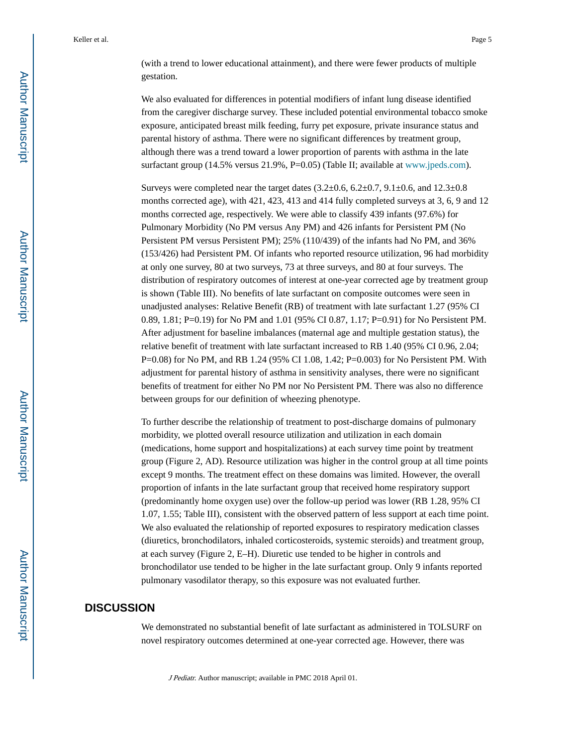(with a trend to lower educational attainment), and there were fewer products of multiple gestation.

We also evaluated for differences in potential modifiers of infant lung disease identified from the caregiver discharge survey. These included potential environmental tobacco smoke exposure, anticipated breast milk feeding, furry pet exposure, private insurance status and parental history of asthma. There were no significant differences by treatment group, although there was a trend toward a lower proportion of parents with asthma in the late surfactant group (14.5% versus 21.9%, P=0.05) (Table II; available at www.jpeds.com).

Surveys were completed near the target dates (3.2±0.6, 6.2±0.7, 9.1±0.6, and 12.3±0.8 months corrected age), with 421, 423, 413 and 414 fully completed surveys at 3, 6, 9 and 12 months corrected age, respectively. We were able to classify 439 infants (97.6%) for Pulmonary Morbidity (No PM versus Any PM) and 426 infants for Persistent PM (No Persistent PM versus Persistent PM); 25% (110/439) of the infants had No PM, and 36% (153/426) had Persistent PM. Of infants who reported resource utilization, 96 had morbidity at only one survey, 80 at two surveys, 73 at three surveys, and 80 at four surveys. The distribution of respiratory outcomes of interest at one-year corrected age by treatment group is shown (Table III). No benefits of late surfactant on composite outcomes were seen in unadjusted analyses: Relative Benefit (RB) of treatment with late surfactant 1.27 (95% CI 0.89, 1.81; P=0.19) for No PM and 1.01 (95% CI 0.87, 1.17; P=0.91) for No Persistent PM. After adjustment for baseline imbalances (maternal age and multiple gestation status), the relative benefit of treatment with late surfactant increased to RB 1.40 (95% CI 0.96, 2.04; P=0.08) for No PM, and RB 1.24 (95% CI 1.08, 1.42; P=0.003) for No Persistent PM. With adjustment for parental history of asthma in sensitivity analyses, there were no significant benefits of treatment for either No PM nor No Persistent PM. There was also no difference between groups for our definition of wheezing phenotype.

To further describe the relationship of treatment to post-discharge domains of pulmonary morbidity, we plotted overall resource utilization and utilization in each domain (medications, home support and hospitalizations) at each survey time point by treatment group (Figure 2, AD). Resource utilization was higher in the control group at all time points except 9 months. The treatment effect on these domains was limited. However, the overall proportion of infants in the late surfactant group that received home respiratory support (predominantly home oxygen use) over the follow-up period was lower (RB 1.28, 95% CI 1.07, 1.55; Table III), consistent with the observed pattern of less support at each time point. We also evaluated the relationship of reported exposures to respiratory medication classes (diuretics, bronchodilators, inhaled corticosteroids, systemic steroids) and treatment group, at each survey (Figure 2, E–H). Diuretic use tended to be higher in controls and bronchodilator use tended to be higher in the late surfactant group. Only 9 infants reported pulmonary vasodilator therapy, so this exposure was not evaluated further.

## DISCUSSION

We demonstrated no substantial benefit of late surfactant as administered in TOLSURF on novel respiratory outcomes determined at one-year corrected age. However, there was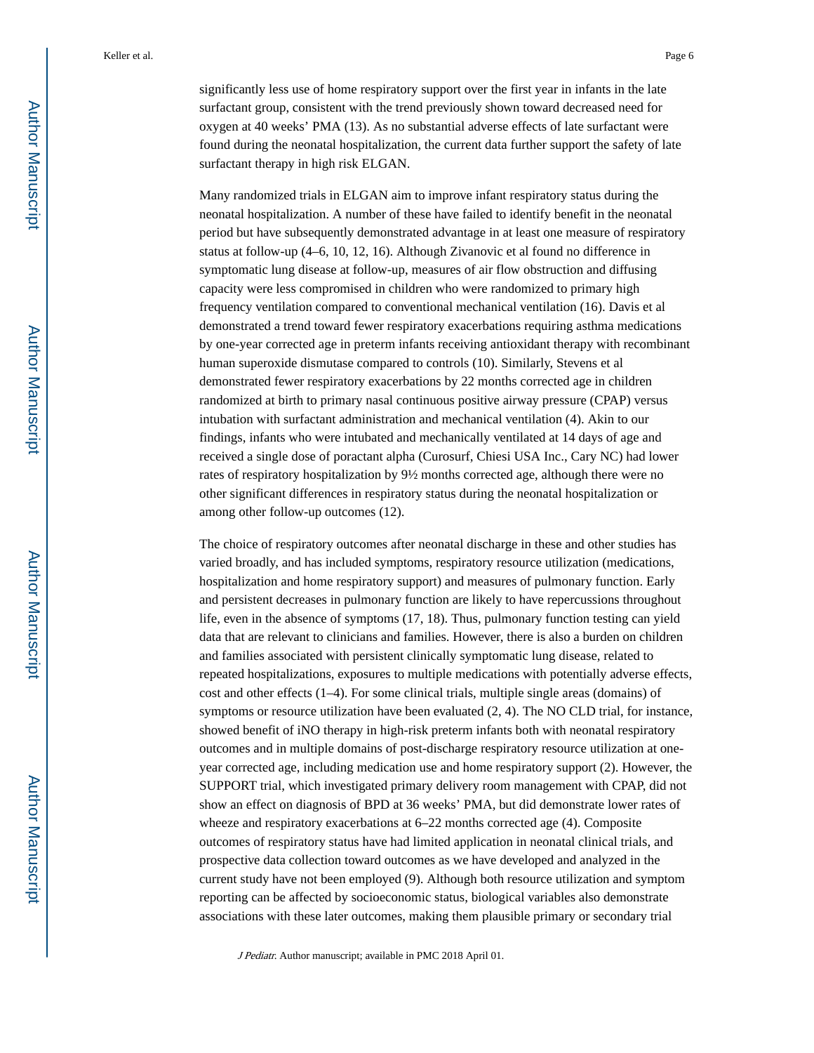significantly less use of home respiratory support over the first year in infants in the late surfactant group, consistent with the trend previously shown toward decreased need for oxygen at 40 weeks' PMA (13). As no substantial adverse effects of late surfactant were found during the neonatal hospitalization, the current data further support the safety of late surfactant therapy in high risk ELGAN.

Many randomized trials in ELGAN aim to improve infant respiratory status during the neonatal hospitalization. A number of these have failed to identify benefit in the neonatal period but have subsequently demonstrated advantage in at least one measure of respiratory status at follow-up (4–6, 10, 12, 16). Although Zivanovic et al found no difference in symptomatic lung disease at follow-up, measures of air flow obstruction and diffusing capacity were less compromised in children who were randomized to primary high frequency ventilation compared to conventional mechanical ventilation (16). Davis et al demonstrated a trend toward fewer respiratory exacerbations requiring asthma medications by one-year corrected age in preterm infants receiving antioxidant therapy with recombinant human superoxide dismutase compared to controls (10). Similarly, Stevens et al demonstrated fewer respiratory exacerbations by 22 months corrected age in children randomized at birth to primary nasal continuous positive airway pressure (CPAP) versus intubation with surfactant administration and mechanical ventilation (4). Akin to our findings, infants who were intubated and mechanically ventilated at 14 days of age and received a single dose of poractant alpha (Curosurf, Chiesi USA Inc., Cary NC) had lower rates of respiratory hospitalization by 9½ months corrected age, although there were no other significant differences in respiratory status during the neonatal hospitalization or among other follow-up outcomes (12).

The choice of respiratory outcomes after neonatal discharge in these and other studies has varied broadly, and has included symptoms, respiratory resource utilization (medications, hospitalization and home respiratory support) and measures of pulmonary function. Early and persistent decreases in pulmonary function are likely to have repercussions throughout life, even in the absence of symptoms (17, 18). Thus, pulmonary function testing can yield data that are relevant to clinicians and families. However, there is also a burden on children and families associated with persistent clinically symptomatic lung disease, related to repeated hospitalizations, exposures to multiple medications with potentially adverse effects, cost and other effects (1–4). For some clinical trials, multiple single areas (domains) of symptoms or resource utilization have been evaluated (2, 4). The NO CLD trial, for instance, showed benefit of iNO therapy in high-risk preterm infants both with neonatal respiratory outcomes and in multiple domains of post-discharge respiratory resource utilization at one-year corrected age, including medication use and home respiratory support (2). However, the SUPPORT trial, which investigated primary delivery room management with CPAP, did not show an effect on diagnosis of BPD at 36 weeks' PMA, but did demonstrate lower rates of wheeze and respiratory exacerbations at 6–22 months corrected age (4). Composite outcomes of respiratory status have had limited application in neonatal clinical trials, and prospective data collection toward outcomes as we have developed and analyzed in the current study have not been employed (9). Although both resource utilization and symptom reporting can be affected by socioeconomic status, biological variables also demonstrate associations with these later outcomes, making them plausible primary or secondary trial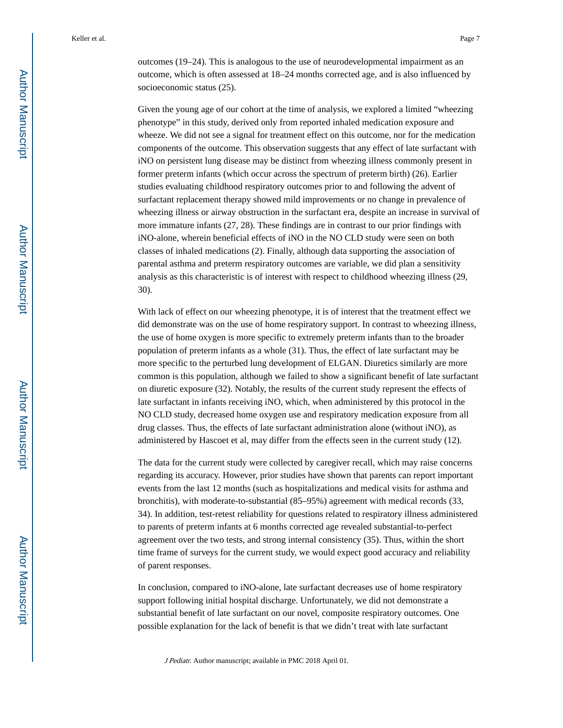outcomes (19–24). This is analogous to the use of neurodevelopmental impairment as an outcome, which is often assessed at 18–24 months corrected age, and is also influenced by socioeconomic status (25).

Given the young age of our cohort at the time of analysis, we explored a limited "wheezing phenotype" in this study, derived only from reported inhaled medication exposure and wheeze. We did not see a signal for treatment effect on this outcome, nor for the medication components of the outcome. This observation suggests that any effect of late surfactant with iNO on persistent lung disease may be distinct from wheezing illness commonly present in former preterm infants (which occur across the spectrum of preterm birth) (26). Earlier studies evaluating childhood respiratory outcomes prior to and following the advent of surfactant replacement therapy showed mild improvements or no change in prevalence of wheezing illness or airway obstruction in the surfactant era, despite an increase in survival of more immature infants (27, 28). These findings are in contrast to our prior findings with iNO-alone, wherein beneficial effects of iNO in the NO CLD study were seen on both classes of inhaled medications (2). Finally, although data supporting the association of parental asthma and preterm respiratory outcomes are variable, we did plan a sensitivity analysis as this characteristic is of interest with respect to childhood wheezing illness (29, 30).

With lack of effect on our wheezing phenotype, it is of interest that the treatment effect we did demonstrate was on the use of home respiratory support. In contrast to wheezing illness, the use of home oxygen is more specific to extremely preterm infants than to the broader population of preterm infants as a whole (31). Thus, the effect of late surfactant may be more specific to the perturbed lung development of ELGAN. Diuretics similarly are more common is this population, although we failed to show a significant benefit of late surfactant on diuretic exposure (32). Notably, the results of the current study represent the effects of late surfactant in infants receiving iNO, which, when administered by this protocol in the NO CLD study, decreased home oxygen use and respiratory medication exposure from all drug classes. Thus, the effects of late surfactant administration alone (without iNO), as administered by Hascoet et al, may differ from the effects seen in the current study (12).

The data for the current study were collected by caregiver recall, which may raise concerns regarding its accuracy. However, prior studies have shown that parents can report important events from the last 12 months (such as hospitalizations and medical visits for asthma and bronchitis), with moderate-to-substantial (85–95%) agreement with medical records (33, 34). In addition, test-retest reliability for questions related to respiratory illness administered to parents of preterm infants at 6 months corrected age revealed substantial-to-perfect agreement over the two tests, and strong internal consistency (35). Thus, within the short time frame of surveys for the current study, we would expect good accuracy and reliability of parent responses.

In conclusion, compared to iNO-alone, late surfactant decreases use of home respiratory support following initial hospital discharge. Unfortunately, we did not demonstrate a substantial benefit of late surfactant on our novel, composite respiratory outcomes. One possible explanation for the lack of benefit is that we didn't treat with late surfactant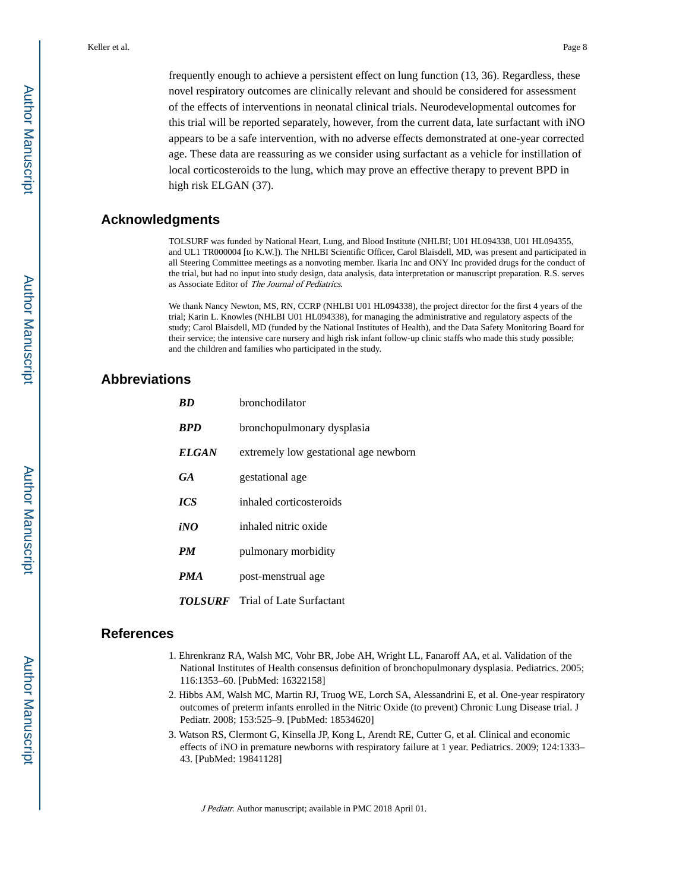frequently enough to achieve a persistent effect on lung function (13, 36). Regardless, these novel respiratory outcomes are clinically relevant and should be considered for assessment of the effects of interventions in neonatal clinical trials. Neurodevelopmental outcomes for this trial will be reported separately, however, from the current data, late surfactant with iNO appears to be a safe intervention, with no adverse effects demonstrated at one-year corrected age. These data are reassuring as we consider using surfactant as a vehicle for instillation of local corticosteroids to the lung, which may prove an effective therapy to prevent BPD in high risk ELGAN (37).

## Acknowledgments

TOLSURF was funded by National Heart, Lung, and Blood Institute (NHLBI; U01 HL094338, U01 HL094355, and UL1 TR000004 [to K.W.]). The NHLBI Scientific Officer, Carol Blaisdell, MD, was present and participated in all Steering Committee meetings as a nonvoting member. Ikaria Inc and ONY Inc provided drugs for the conduct of the trial, but had no input into study design, data analysis, data interpretation or manuscript preparation. R.S. serves as Associate Editor of *The Journal of Pediatrics*.

We thank Nancy Newton, MS, RN, CCRP (NHLBI U01 HL094338), the project director for the first 4 years of the trial; Karin L. Knowles (NHLBI U01 HL094338), for managing the administrative and regulatory aspects of the study; Carol Blaisdell, MD (funded by the National Institutes of Health), and the Data Safety Monitoring Board for their service; the intensive care nursery and high risk infant follow-up clinic staffs who made this study possible; and the children and families who participated in the study.

## Abbreviations

| | |
|---|---|
| ***BD*** | bronchodilator |
| ***BPD*** | bronchopulmonary dysplasia |
| ***ELGAN*** | extremely low gestational age newborn |
| ***GA*** | gestational age |
| ***ICS*** | inhaled corticosteroids |
| ***iNO*** | inhaled nitric oxide |
| ***PM*** | pulmonary morbidity |
| ***PMA*** | post-menstrual age |
| ***TOLSURF*** | Trial of Late Surfactant |

## References

1. Ehrenkranz RA, Walsh MC, Vohr BR, Jobe AH, Wright LL, Fanaroff AA, et al. Validation of the National Institutes of Health consensus definition of bronchopulmonary dysplasia. Pediatrics. 2005; 116:1353–60. [PubMed: 16322158]
2. Hibbs AM, Walsh MC, Martin RJ, Truog WE, Lorch SA, Alessandrini E, et al. One-year respiratory outcomes of preterm infants enrolled in the Nitric Oxide (to prevent) Chronic Lung Disease trial. J Pediatr. 2008; 153:525–9. [PubMed: 18534620]
3. Watson RS, Clermont G, Kinsella JP, Kong L, Arendt RE, Cutter G, et al. Clinical and economic effects of iNO in premature newborns with respiratory failure at 1 year. Pediatrics. 2009; 124:1333–43. [PubMed: 19841128]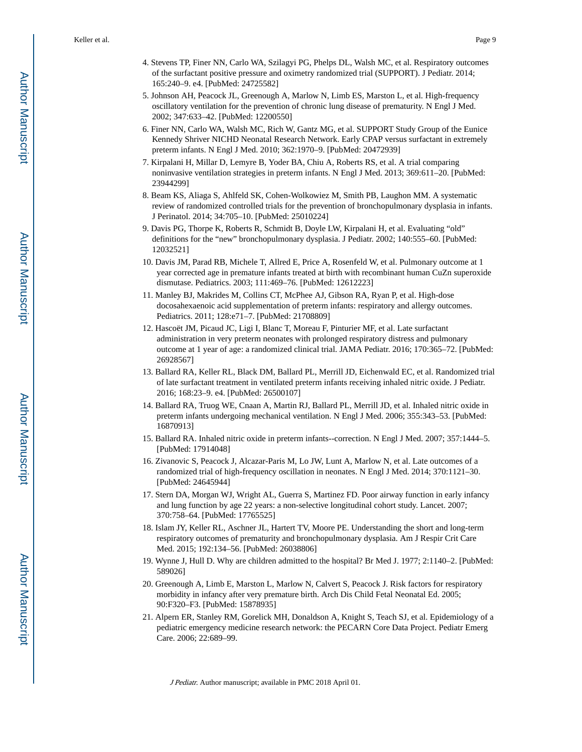4. Stevens TP, Finer NN, Carlo WA, Szilagyi PG, Phelps DL, Walsh MC, et al. Respiratory outcomes of the surfactant positive pressure and oximetry randomized trial (SUPPORT). J Pediatr. 2014; 165:240–9. e4. [PubMed: 24725582]
5. Johnson AH, Peacock JL, Greenough A, Marlow N, Limb ES, Marston L, et al. High-frequency oscillatory ventilation for the prevention of chronic lung disease of prematurity. N Engl J Med. 2002; 347:633–42. [PubMed: 12200550]
6. Finer NN, Carlo WA, Walsh MC, Rich W, Gantz MG, et al. SUPPORT Study Group of the Eunice Kennedy Shriver NICHD Neonatal Research Network. Early CPAP versus surfactant in extremely preterm infants. N Engl J Med. 2010; 362:1970–9. [PubMed: 20472939]
7. Kirpalani H, Millar D, Lemyre B, Yoder BA, Chiu A, Roberts RS, et al. A trial comparing noninvasive ventilation strategies in preterm infants. N Engl J Med. 2013; 369:611–20. [PubMed: 23944299]
8. Beam KS, Aliaga S, Ahlfeld SK, Cohen-Wolkowiez M, Smith PB, Laughon MM. A systematic review of randomized controlled trials for the prevention of bronchopulmonary dysplasia in infants. J Perinatol. 2014; 34:705–10. [PubMed: 25010224]
9. Davis PG, Thorpe K, Roberts R, Schmidt B, Doyle LW, Kirpalani H, et al. Evaluating "old" definitions for the "new" bronchopulmonary dysplasia. J Pediatr. 2002; 140:555–60. [PubMed: 12032521]
10. Davis JM, Parad RB, Michele T, Allred E, Price A, Rosenfeld W, et al. Pulmonary outcome at 1 year corrected age in premature infants treated at birth with recombinant human CuZn superoxide dismutase. Pediatrics. 2003; 111:469–76. [PubMed: 12612223]
11. Manley BJ, Makrides M, Collins CT, McPhee AJ, Gibson RA, Ryan P, et al. High-dose docosahexaenoic acid supplementation of preterm infants: respiratory and allergy outcomes. Pediatrics. 2011; 128:e71–7. [PubMed: 21708809]
12. Hascoët JM, Picaud JC, Ligi I, Blanc T, Moreau F, Pinturier MF, et al. Late surfactant administration in very preterm neonates with prolonged respiratory distress and pulmonary outcome at 1 year of age: a randomized clinical trial. JAMA Pediatr. 2016; 170:365–72. [PubMed: 26928567]
13. Ballard RA, Keller RL, Black DM, Ballard PL, Merrill JD, Eichenwald EC, et al. Randomized trial of late surfactant treatment in ventilated preterm infants receiving inhaled nitric oxide. J Pediatr. 2016; 168:23–9. e4. [PubMed: 26500107]
14. Ballard RA, Truog WE, Cnaan A, Martin RJ, Ballard PL, Merrill JD, et al. Inhaled nitric oxide in preterm infants undergoing mechanical ventilation. N Engl J Med. 2006; 355:343–53. [PubMed: 16870913]
15. Ballard RA. Inhaled nitric oxide in preterm infants--correction. N Engl J Med. 2007; 357:1444–5. [PubMed: 17914048]
16. Zivanovic S, Peacock J, Alcazar-Paris M, Lo JW, Lunt A, Marlow N, et al. Late outcomes of a randomized trial of high-frequency oscillation in neonates. N Engl J Med. 2014; 370:1121–30. [PubMed: 24645944]
17. Stern DA, Morgan WJ, Wright AL, Guerra S, Martinez FD. Poor airway function in early infancy and lung function by age 22 years: a non-selective longitudinal cohort study. Lancet. 2007; 370:758–64. [PubMed: 17765525]
18. Islam JY, Keller RL, Aschner JL, Hartert TV, Moore PE. Understanding the short and long-term respiratory outcomes of prematurity and bronchopulmonary dysplasia. Am J Respir Crit Care Med. 2015; 192:134–56. [PubMed: 26038806]
19. Wynne J, Hull D. Why are children admitted to the hospital? Br Med J. 1977; 2:1140–2. [PubMed: 589026]
20. Greenough A, Limb E, Marston L, Marlow N, Calvert S, Peacock J. Risk factors for respiratory morbidity in infancy after very premature birth. Arch Dis Child Fetal Neonatal Ed. 2005; 90:F320–F3. [PubMed: 15878935]
21. Alpern ER, Stanley RM, Gorelick MH, Donaldson A, Knight S, Teach SJ, et al. Epidemiology of a pediatric emergency medicine research network: the PECARN Core Data Project. Pediatr Emerg Care. 2006; 22:689–99.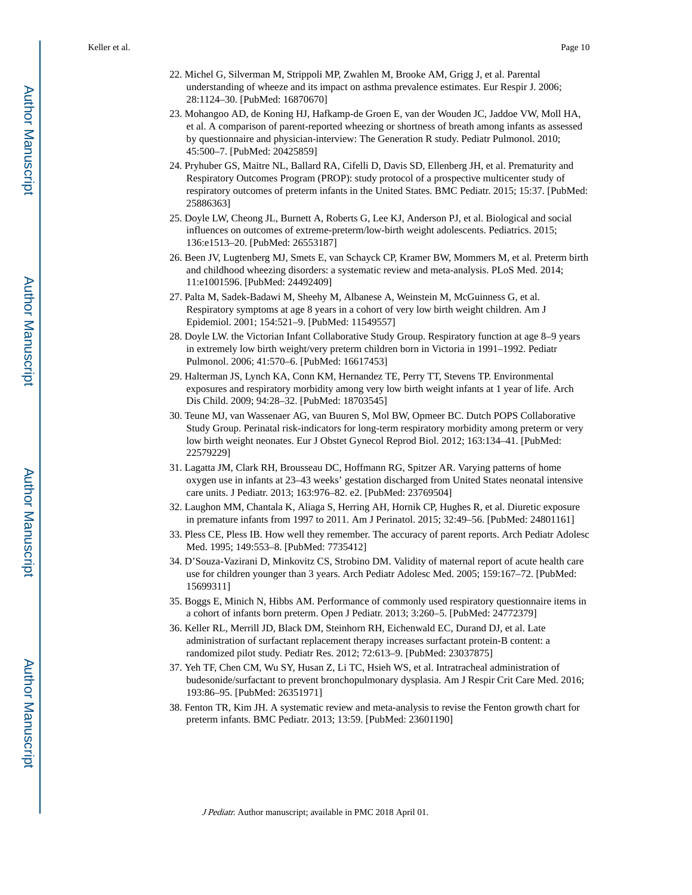22. Michel G, Silverman M, Strippoli MP, Zwahlen M, Brooke AM, Grigg J, et al. Parental understanding of wheeze and its impact on asthma prevalence estimates. Eur Respir J. 2006; 28:1124–30. [PubMed: 16870670]
23. Mohangoo AD, de Koning HJ, Hafkamp-de Groen E, van der Wouden JC, Jaddoe VW, Moll HA, et al. A comparison of parent-reported wheezing or shortness of breath among infants as assessed by questionnaire and physician-interview: The Generation R study. Pediatr Pulmonol. 2010; 45:500–7. [PubMed: 20425859]
24. Pryhuber GS, Maitre NL, Ballard RA, Cifelli D, Davis SD, Ellenberg JH, et al. Prematurity and Respiratory Outcomes Program (PROP): study protocol of a prospective multicenter study of respiratory outcomes of preterm infants in the United States. BMC Pediatr. 2015; 15:37. [PubMed: 25886363]
25. Doyle LW, Cheong JL, Burnett A, Roberts G, Lee KJ, Anderson PJ, et al. Biological and social influences on outcomes of extreme-preterm/low-birth weight adolescents. Pediatrics. 2015; 136:e1513–20. [PubMed: 26553187]
26. Been JV, Lugtenberg MJ, Smets E, van Schayck CP, Kramer BW, Mommers M, et al. Preterm birth and childhood wheezing disorders: a systematic review and meta-analysis. PLoS Med. 2014; 11:e1001596. [PubMed: 24492409]
27. Palta M, Sadek-Badawi M, Sheehy M, Albanese A, Weinstein M, McGuinness G, et al. Respiratory symptoms at age 8 years in a cohort of very low birth weight children. Am J Epidemiol. 2001; 154:521–9. [PubMed: 11549557]
28. Doyle LW. the Victorian Infant Collaborative Study Group. Respiratory function at age 8–9 years in extremely low birth weight/very preterm children born in Victoria in 1991–1992. Pediatr Pulmonol. 2006; 41:570–6. [PubMed: 16617453]
29. Halterman JS, Lynch KA, Conn KM, Hernandez TE, Perry TT, Stevens TP. Environmental exposures and respiratory morbidity among very low birth weight infants at 1 year of life. Arch Dis Child. 2009; 94:28–32. [PubMed: 18703545]
30. Teune MJ, van Wassenaer AG, van Buuren S, Mol BW, Opmeer BC. Dutch POPS Collaborative Study Group. Perinatal risk-indicators for long-term respiratory morbidity among preterm or very low birth weight neonates. Eur J Obstet Gynecol Reprod Biol. 2012; 163:134–41. [PubMed: 22579229]
31. Lagatta JM, Clark RH, Brousseau DC, Hoffmann RG, Spitzer AR. Varying patterns of home oxygen use in infants at 23–43 weeks' gestation discharged from United States neonatal intensive care units. J Pediatr. 2013; 163:976–82. e2. [PubMed: 23769504]
32. Laughon MM, Chantala K, Aliaga S, Herring AH, Hornik CP, Hughes R, et al. Diuretic exposure in premature infants from 1997 to 2011. Am J Perinatol. 2015; 32:49–56. [PubMed: 24801161]
33. Pless CE, Pless IB. How well they remember. The accuracy of parent reports. Arch Pediatr Adolesc Med. 1995; 149:553–8. [PubMed: 7735412]
34. D'Souza-Vazirani D, Minkovitz CS, Strobino DM. Validity of maternal report of acute health care use for children younger than 3 years. Arch Pediatr Adolesc Med. 2005; 159:167–72. [PubMed: 15699311]
35. Boggs E, Minich N, Hibbs AM. Performance of commonly used respiratory questionnaire items in a cohort of infants born preterm. Open J Pediatr. 2013; 3:260–5. [PubMed: 24772379]
36. Keller RL, Merrill JD, Black DM, Steinhorn RH, Eichenwald EC, Durand DJ, et al. Late administration of surfactant replacement therapy increases surfactant protein-B content: a randomized pilot study. Pediatr Res. 2012; 72:613–9. [PubMed: 23037875]
37. Yeh TF, Chen CM, Wu SY, Husan Z, Li TC, Hsieh WS, et al. Intratracheal administration of budesonide/surfactant to prevent bronchopulmonary dysplasia. Am J Respir Crit Care Med. 2016; 193:86–95. [PubMed: 26351971]
38. Fenton TR, Kim JH. A systematic review and meta-analysis to revise the Fenton growth chart for preterm infants. BMC Pediatr. 2013; 13:59. [PubMed: 23601190]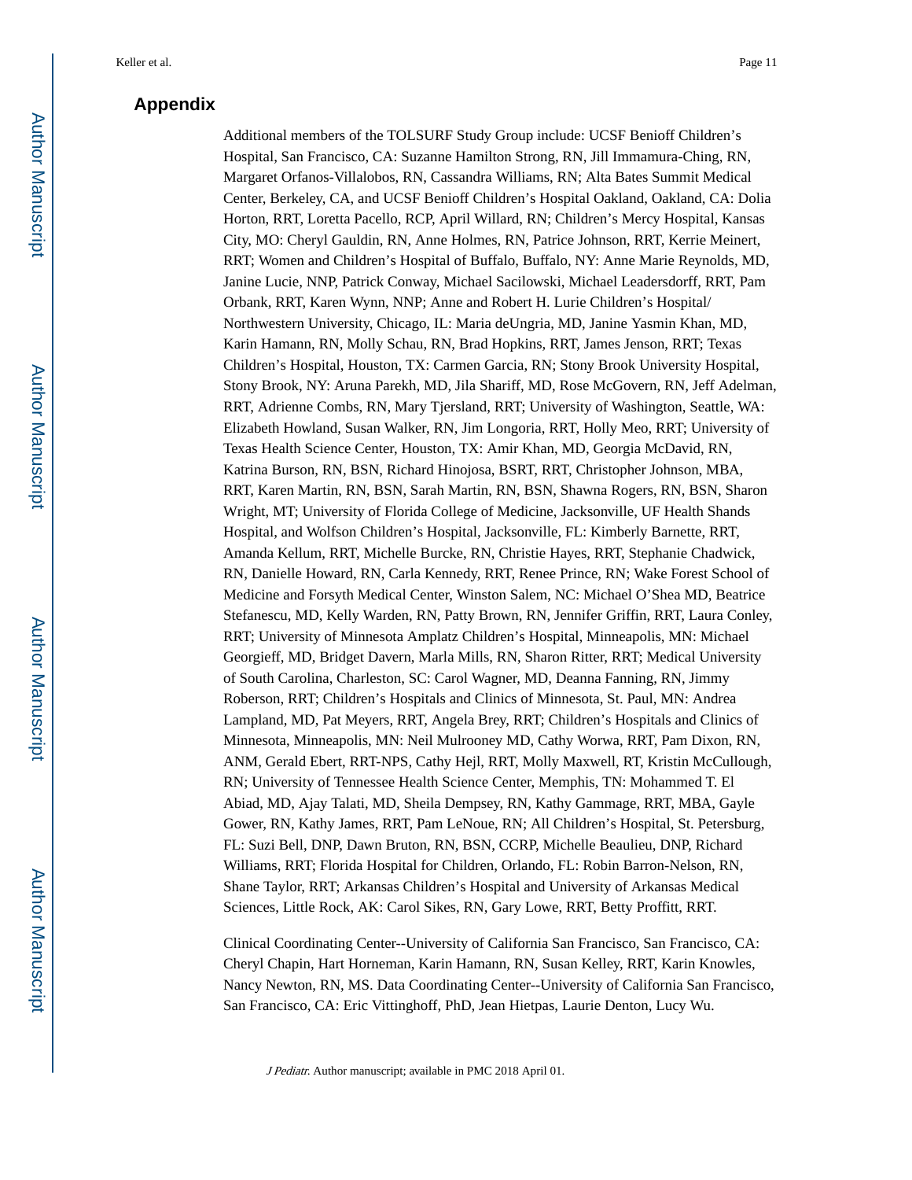# Appendix

Additional members of the TOLSURF Study Group include: UCSF Benioff Children's Hospital, San Francisco, CA: Suzanne Hamilton Strong, RN, Jill Immamura-Ching, RN, Margaret Orfanos-Villalobos, RN, Cassandra Williams, RN; Alta Bates Summit Medical Center, Berkeley, CA, and UCSF Benioff Children's Hospital Oakland, Oakland, CA: Dolia Horton, RRT, Loretta Pacello, RCP, April Willard, RN; Children's Mercy Hospital, Kansas City, MO: Cheryl Gauldin, RN, Anne Holmes, RN, Patrice Johnson, RRT, Kerrie Meinert, RRT; Women and Children's Hospital of Buffalo, Buffalo, NY: Anne Marie Reynolds, MD, Janine Lucie, NNP, Patrick Conway, Michael Sacilowski, Michael Leadersdorff, RRT, Pam Orbank, RRT, Karen Wynn, NNP; Anne and Robert H. Lurie Children's Hospital/ Northwestern University, Chicago, IL: Maria deUngria, MD, Janine Yasmin Khan, MD, Karin Hamann, RN, Molly Schau, RN, Brad Hopkins, RRT, James Jenson, RRT; Texas Children's Hospital, Houston, TX: Carmen Garcia, RN; Stony Brook University Hospital, Stony Brook, NY: Aruna Parekh, MD, Jila Shariff, MD, Rose McGovern, RN, Jeff Adelman, RRT, Adrienne Combs, RN, Mary Tjersland, RRT; University of Washington, Seattle, WA: Elizabeth Howland, Susan Walker, RN, Jim Longoria, RRT, Holly Meo, RRT; University of Texas Health Science Center, Houston, TX: Amir Khan, MD, Georgia McDavid, RN, Katrina Burson, RN, BSN, Richard Hinojosa, BSRT, RRT, Christopher Johnson, MBA, RRT, Karen Martin, RN, BSN, Sarah Martin, RN, BSN, Shawna Rogers, RN, BSN, Sharon Wright, MT; University of Florida College of Medicine, Jacksonville, UF Health Shands Hospital, and Wolfson Children's Hospital, Jacksonville, FL: Kimberly Barnette, RRT, Amanda Kellum, RRT, Michelle Burcke, RN, Christie Hayes, RRT, Stephanie Chadwick, RN, Danielle Howard, RN, Carla Kennedy, RRT, Renee Prince, RN; Wake Forest School of Medicine and Forsyth Medical Center, Winston Salem, NC: Michael O'Shea MD, Beatrice Stefanescu, MD, Kelly Warden, RN, Patty Brown, RN, Jennifer Griffin, RRT, Laura Conley, RRT; University of Minnesota Amplatz Children's Hospital, Minneapolis, MN: Michael Georgieff, MD, Bridget Davern, Marla Mills, RN, Sharon Ritter, RRT; Medical University of South Carolina, Charleston, SC: Carol Wagner, MD, Deanna Fanning, RN, Jimmy Roberson, RRT; Children's Hospitals and Clinics of Minnesota, St. Paul, MN: Andrea Lampland, MD, Pat Meyers, RRT, Angela Brey, RRT; Children's Hospitals and Clinics of Minnesota, Minneapolis, MN: Neil Mulrooney MD, Cathy Worwa, RRT, Pam Dixon, RN, ANM, Gerald Ebert, RRT-NPS, Cathy Hejl, RRT, Molly Maxwell, RT, Kristin McCullough, RN; University of Tennessee Health Science Center, Memphis, TN: Mohammed T. El Abiad, MD, Ajay Talati, MD, Sheila Dempsey, RN, Kathy Gammage, RRT, MBA, Gayle Gower, RN, Kathy James, RRT, Pam LeNoue, RN; All Children's Hospital, St. Petersburg, FL: Suzi Bell, DNP, Dawn Bruton, RN, BSN, CCRP, Michelle Beaulieu, DNP, Richard Williams, RRT; Florida Hospital for Children, Orlando, FL: Robin Barron-Nelson, RN, Shane Taylor, RRT; Arkansas Children's Hospital and University of Arkansas Medical Sciences, Little Rock, AK: Carol Sikes, RN, Gary Lowe, RRT, Betty Proffitt, RRT.

Clinical Coordinating Center--University of California San Francisco, San Francisco, CA: Cheryl Chapin, Hart Horneman, Karin Hamann, RN, Susan Kelley, RRT, Karin Knowles, Nancy Newton, RN, MS. Data Coordinating Center--University of California San Francisco, San Francisco, CA: Eric Vittinghoff, PhD, Jean Hietpas, Laurie Denton, Lucy Wu.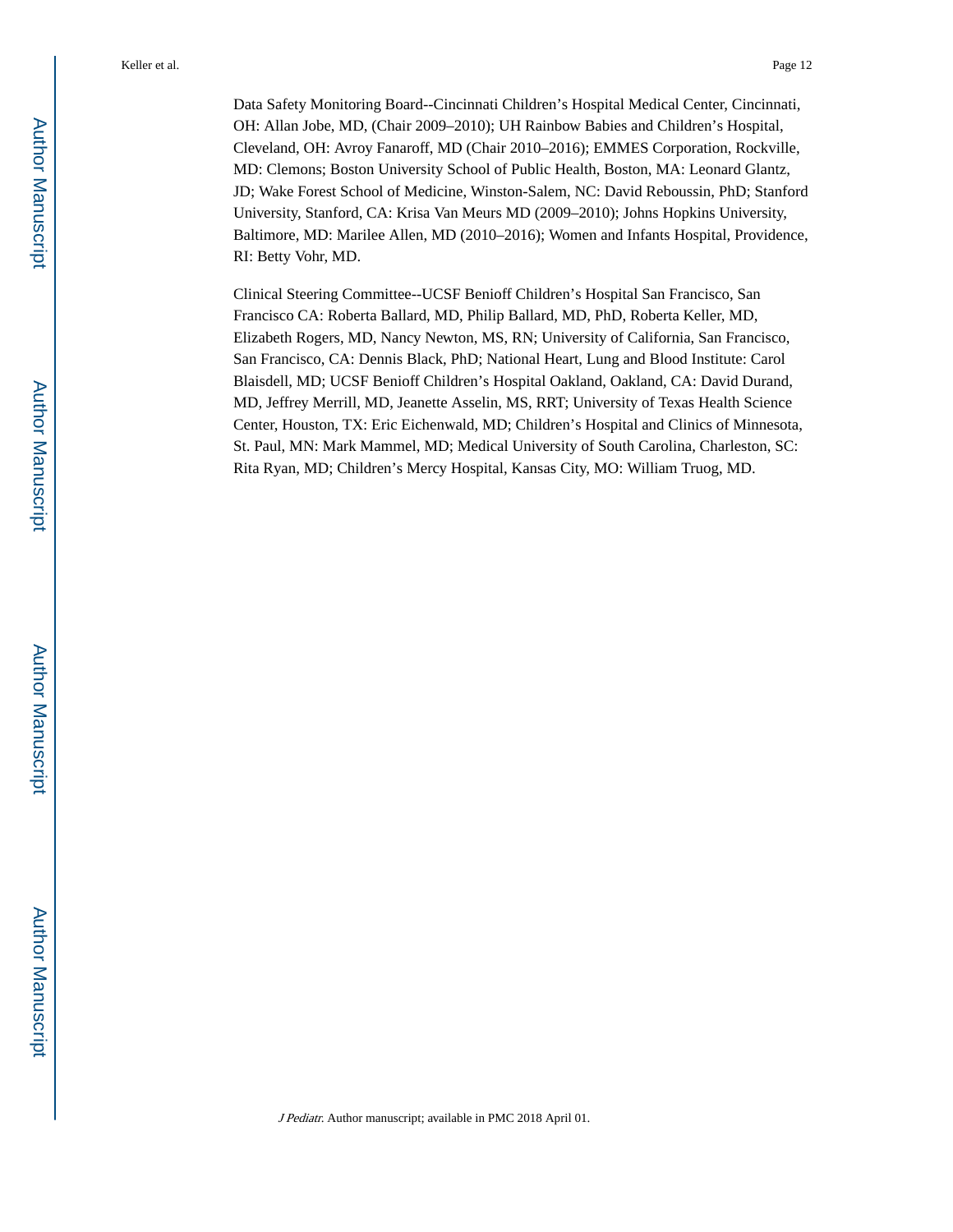Data Safety Monitoring Board--Cincinnati Children's Hospital Medical Center, Cincinnati, OH: Allan Jobe, MD, (Chair 2009–2010); UH Rainbow Babies and Children's Hospital, Cleveland, OH: Avroy Fanaroff, MD (Chair 2010–2016); EMMES Corporation, Rockville, MD: Clemons; Boston University School of Public Health, Boston, MA: Leonard Glantz, JD; Wake Forest School of Medicine, Winston-Salem, NC: David Reboussin, PhD; Stanford University, Stanford, CA: Krisa Van Meurs MD (2009–2010); Johns Hopkins University, Baltimore, MD: Marilee Allen, MD (2010–2016); Women and Infants Hospital, Providence, RI: Betty Vohr, MD.

Clinical Steering Committee--UCSF Benioff Children's Hospital San Francisco, San Francisco CA: Roberta Ballard, MD, Philip Ballard, MD, PhD, Roberta Keller, MD, Elizabeth Rogers, MD, Nancy Newton, MS, RN; University of California, San Francisco, San Francisco, CA: Dennis Black, PhD; National Heart, Lung and Blood Institute: Carol Blaisdell, MD; UCSF Benioff Children's Hospital Oakland, Oakland, CA: David Durand, MD, Jeffrey Merrill, MD, Jeanette Asselin, MS, RRT; University of Texas Health Science Center, Houston, TX: Eric Eichenwald, MD; Children's Hospital and Clinics of Minnesota, St. Paul, MN: Mark Mammel, MD; Medical University of South Carolina, Charleston, SC: Rita Ryan, MD; Children's Mercy Hospital, Kansas City, MO: William Truog, MD.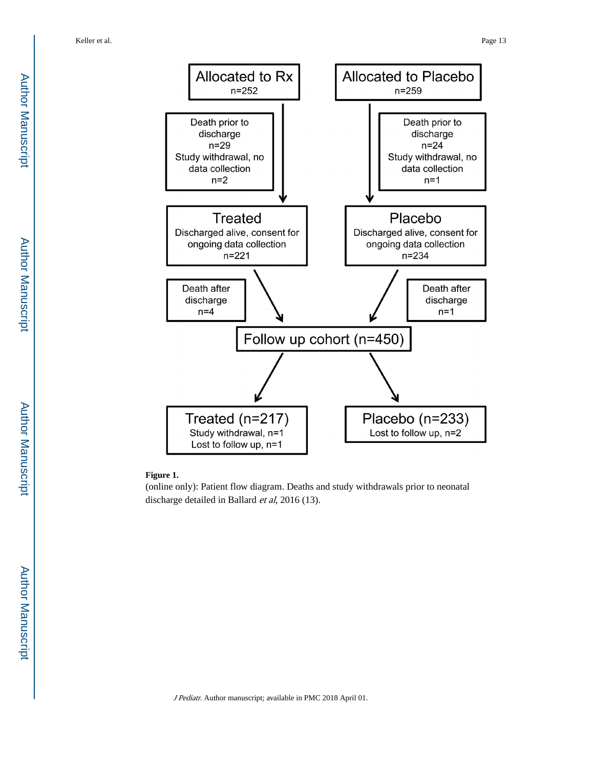Allocated to Rx
n=252

Allocated to Placebo
n=259

Death prior to discharge
n=29
Study withdrawal, no data collection
n=2

Death prior to discharge
n=24
Study withdrawal, no data collection
n=1

Treated
Discharged alive, consent for ongoing data collection
n=221

Placebo
Discharged alive, consent for ongoing data collection
n=234

Death after discharge
n=4

Death after discharge
n=1

Follow up cohort (n=450)

Treated (n=217)
Study withdrawal, n=1
Lost to follow up, n=1

Placebo (n=233)
Lost to follow up, n=2

**Figure 1.**

(online only): Patient flow diagram. Deaths and study withdrawals prior to neonatal discharge detailed in Ballard *et al*, 2016 (13).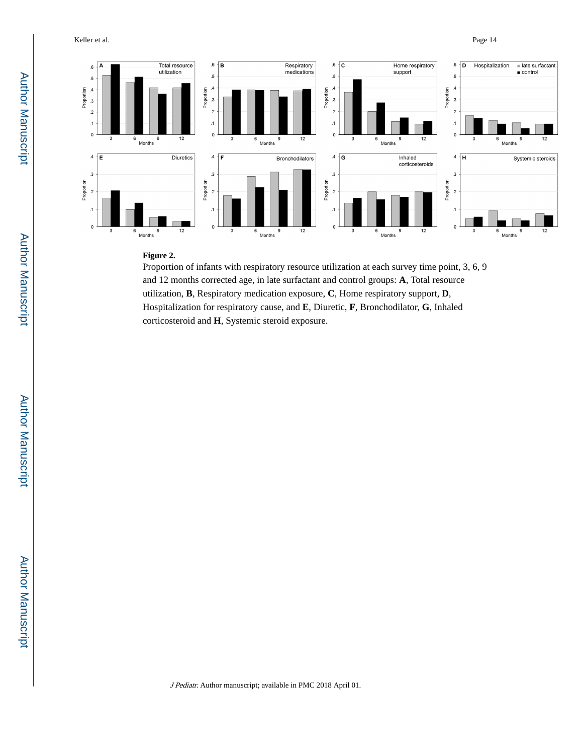**Figure 2.**

Proportion of infants with respiratory resource utilization at each survey time point, 3, 6, 9 and 12 months corrected age, in late surfactant and control groups: **A**, Total resource utilization, **B**, Respiratory medication exposure, **C**, Home respiratory support, **D**, Hospitalization for respiratory cause, and **E**, Diuretic, **F**, Bronchodilator, **G**, Inhaled corticosteroid and **H**, Systemic steroid exposure.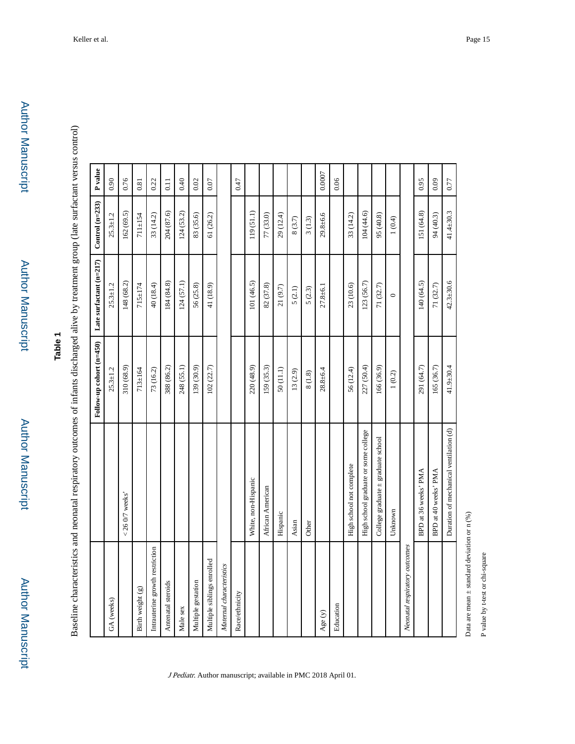# Table 1

Baseline characteristics and neonatal respiratory outcomes of infants discharged alive by treatment group (late surfactant versus control)

| | | Follow-up cohort (n=450) | Late surfactant (n=217) | Control (n=233) | P value |
|---|---|---|---|---|---|
| GA (weeks) | | 25.3±1.2 | 25.3±1.2 | 25.3±1.2 | 0.90 |
| | < 26 0/7 weeks' | 310 (68.9) | 148 (68.2) | 162 (69.5) | 0.76 |
| Birth weight (g) | | 713±164 | 715±174 | 711±154 | 0.81 |
| Intrauterine growth restriction | | 73 (16.2) | 40 (18.4) | 33 (14.2) | 0.22 |
| Antenatal steroids | | 388 (86.2) | 184 (84.8) | 204 (87.6) | 0.11 |
| Male sex | | 248 (55.1) | 124 (57.1) | 124 (53.2) | 0.40 |
| Multiple gestation | | 139 (30.9) | 56 (25.8) | 83 (35.6) | 0.02 |
| Multiple siblings enrolled | | 102 (22.7) | 41 (18.9) | 61 (26.2) | 0.07 |
| *Maternal characteristics* | | | | | |
| Race/ethnicity | | | | | 0.47 |
| | White, non-Hispanic | 220 (48.9) | 101 (46.5) | 119 (51.1) | |
| | African American | 159 (35.3) | 82 (37.8) | 77 (33.0) | |
| | Hispanic | 50 (11.1) | 21 (9.7) | 29 (12.4) | |
| | Asian | 13 (2.9) | 5 (2.1) | 8 (3.7) | |
| | Other | 8 (1.8) | 5 (2.3) | 3 (1.3) | |
| Age (y) | | 28.8±6.4 | 27.8±6.1 | 29.8±6.6 | 0.0007 |
| Education | | | | | 0.06 |
| | High school not complete | 56 (12.4) | 23 (10.6) | 33 (14.2) | |
| | High school graduate or some college | 227 (50.4) | 123 (56.7) | 104 (44.6) | |
| | College graduate ± graduate school | 166 (36.9) | 71 (32.7) | 95 (40.8) | |
| | Unknown | 1 (0.2) | 0 | 1 (0.4) | |
| *Neonatal respiratory outcomes* | | | | | |
| | BPD at 36 weeks' PMA | 291 (64.7) | 140 (64.5) | 151 (64.8) | 0.95 |
| | BPD at 40 weeks' PMA | 165 (36.7) | 71 (32.7) | 94 (40.3) | 0.09 |
| | Duration of mechanical ventilation (d) | 41.9±30.4 | 42.3±30.6 | 41.4±30.3 | 0.77 |

Data are mean ± standard deviation or n (%)

P value by t-test or chi-square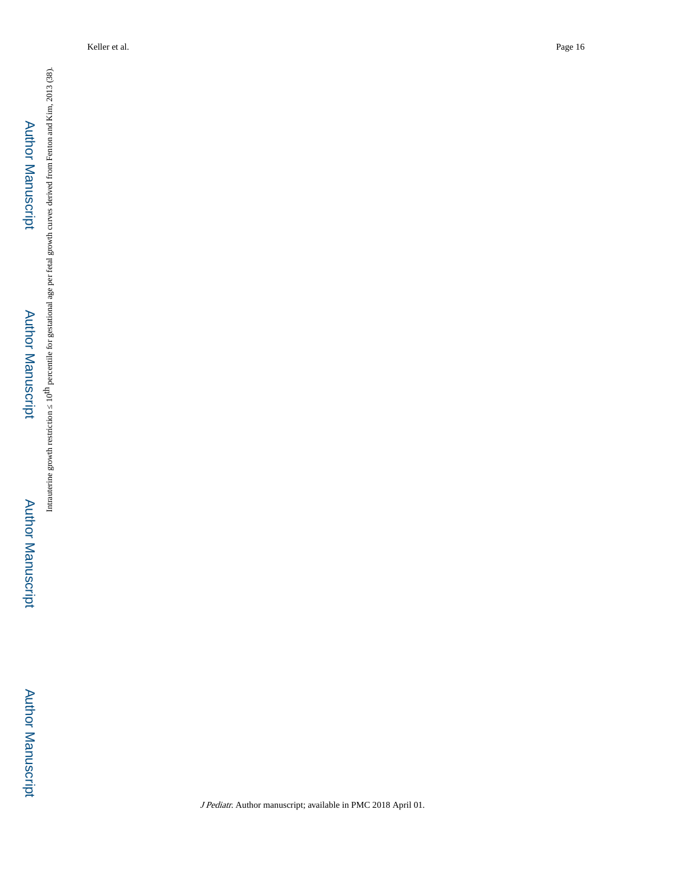Intrauterine growth restriction ≤ 10th percentile for gestational age per fetal growth curves derived from Fenton and Kim, 2013 (38).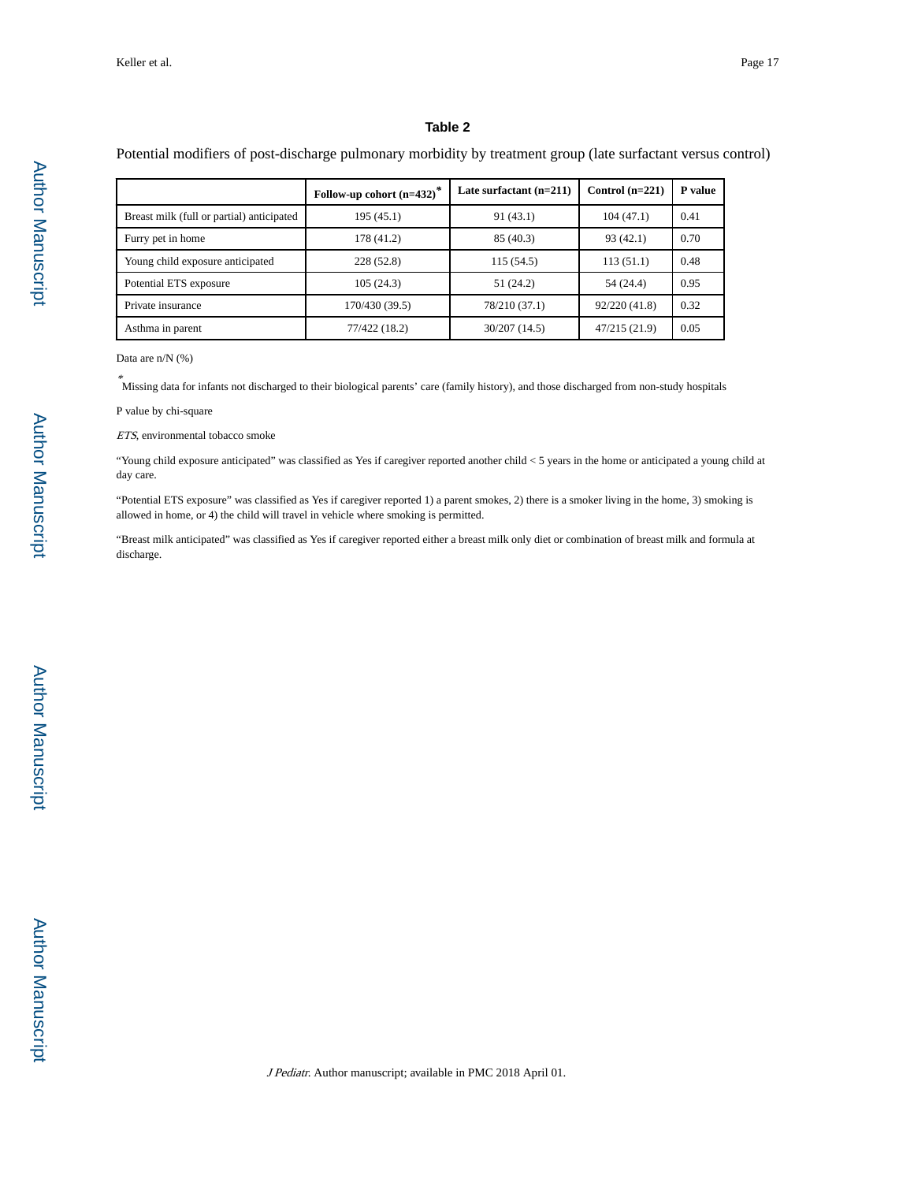## Table 2

Potential modifiers of post-discharge pulmonary morbidity by treatment group (late surfactant versus control)

| | Follow-up cohort (n=432)* | Late surfactant (n=211) | Control (n=221) | P value |
|---|---|---|---|---|
| Breast milk (full or partial) anticipated | 195 (45.1) | 91 (43.1) | 104 (47.1) | 0.41 |
| Furry pet in home | 178 (41.2) | 85 (40.3) | 93 (42.1) | 0.70 |
| Young child exposure anticipated | 228 (52.8) | 115 (54.5) | 113 (51.1) | 0.48 |
| Potential ETS exposure | 105 (24.3) | 51 (24.2) | 54 (24.4) | 0.95 |
| Private insurance | 170/430 (39.5) | 78/210 (37.1) | 92/220 (41.8) | 0.32 |
| Asthma in parent | 77/422 (18.2) | 30/207 (14.5) | 47/215 (21.9) | 0.05 |

Data are n/N (%)

*Missing data for infants not discharged to their biological parents' care (family history), and those discharged from non-study hospitals

P value by chi-square

*ETS*, environmental tobacco smoke

"Young child exposure anticipated" was classified as Yes if caregiver reported another child < 5 years in the home or anticipated a young child at day care.

"Potential ETS exposure" was classified as Yes if caregiver reported 1) a parent smokes, 2) there is a smoker living in the home, 3) smoking is allowed in home, or 4) the child will travel in vehicle where smoking is permitted.

"Breast milk anticipated" was classified as Yes if caregiver reported either a breast milk only diet or combination of breast milk and formula at discharge.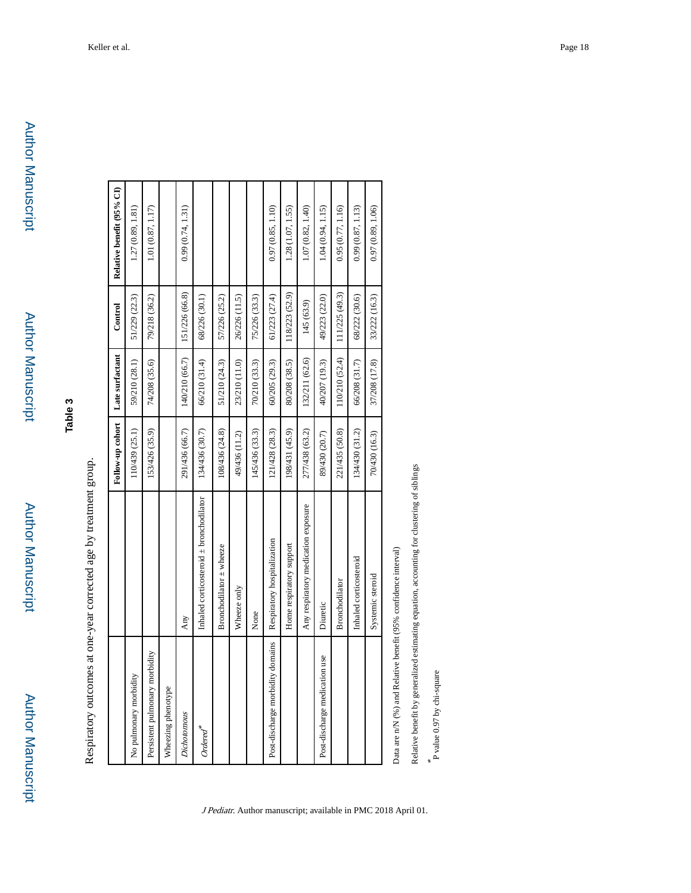# Table 3

Respiratory outcomes at one-year corrected age by treatment group.

| | | Follow-up cohort | Late surfactant | Control | Relative benefit (95% CI) |
|---|---|---|---|---|---|
| No pulmonary morbidity | | 110/439 (25.1) | 59/210 (28.1) | 51/229 (22.3) | 1.27 (0.89, 1.81) |
| Persistent pulmonary morbidity | | 153/426 (35.9) | 74/208 (35.6) | 79/218 (36.2) | 1.01 (0.87, 1.17) |
| Wheezing phenotype | | | | | |
| *Dichotomous* | Any | 291/436 (66.7) | 140/210 (66.7) | 151/226 (66.8) | 0.99 (0.74, 1.31) |
| *Ordered*[*] | Inhaled corticosteroid ± bronchodilator | 134/436 (30.7) | 66/210 (31.4) | 68/226 (30.1) | |
| | Bronchodilator ± wheeze | 108/436 (24.8) | 51/210 (24.3) | 57/226 (25.2) | |
| | Wheeze only | 49/436 (11.2) | 23/210 (11.0) | 26/226 (11.5) | |
| | None | 145/436 (33.3) | 70/210 (33.3) | 75/226 (33.3) | |
| Post-discharge morbidity domains | Respiratory hospitalization | 121/428 (28.3) | 60/205 (29.3) | 61/223 (27.4) | 0.97 (0.85, 1.10) |
| | Home respiratory support | 198/431 (45.9) | 80/208 (38.5) | 118/223 (52.9) | 1.28 (1.07, 1.55) |
| | Any respiratory medication exposure | 277/438 (63.2) | 132/211 (62.6) | 145 (63.9) | 1.07 (0.82, 1.40) |
| Post-discharge medication use | Diuretic | 89/430 (20.7) | 40/207 (19.3) | 49/223 (22.0) | 1.04 (0.94, 1.15) |
| | Bronchodilator | 221/435 (50.8) | 110/210 (52.4) | 111/225 (49.3) | 0.95 (0.77, 1.16) |
| | Inhaled corticosteroid | 134/430 (31.2) | 66/208 (31.7) | 68/222 (30.6) | 0.99 (0.87, 1.13) |
| | Systemic steroid | 70/430 (16.3) | 37/208 (17.8) | 33/222 (16.3) | 0.97 (0.89, 1.06) |

Data are n/N (%) and Relative benefit (95% confidence interval)

Relative benefit by generalized estimating equation, accounting for clustering of siblings

\* P value 0.97 by chi-square